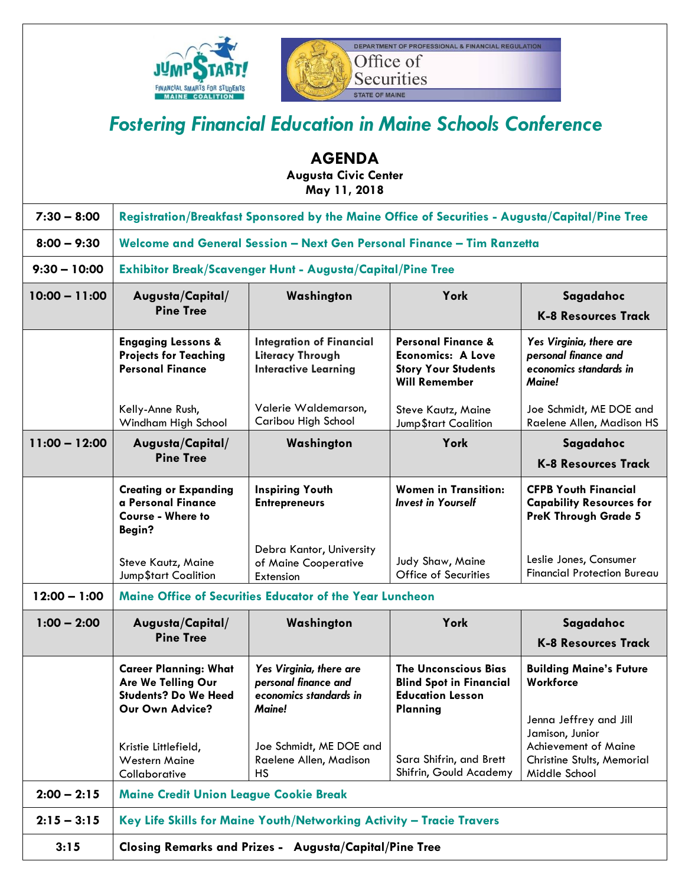# Fostering Financial Education in Maine Schools Conference

## AGENDA

**Augusta Civic Center**
**May 11, 2018**

| Time | | | | |
|---|---|---|---|---|
| **7:30 – 8:00** | **Registration/Breakfast Sponsored by the Maine Office of Securities - Augusta/Capital/Pine Tree** | | | |
| **8:00 – 9:30** | **Welcome and General Session – Next Gen Personal Finance – Tim Ranzetta** | | | |
| **9:30 – 10:00** | **Exhibitor Break/Scavenger Hunt - Augusta/Capital/Pine Tree** | | | |
| **10:00 – 11:00** | **Augusta/Capital/ Pine Tree** | **Washington** | **York** | **Sagadahoc K-8 Resources Track** |
| | **Engaging Lessons & Projects for Teaching Personal Finance** Kelly-Anne Rush, Windham High School | **Integration of Financial Literacy Through Interactive Learning** Valerie Waldemarson, Caribou High School | **Personal Finance & Economics: A Love Story Your Students Will Remember** Steve Kautz, Maine Jump$tart Coalition | ***Yes Virginia, there are personal finance and economics standards in Maine!*** Joe Schmidt, ME DOE and Raelene Allen, Madison HS |
| **11:00 – 12:00** | **Augusta/Capital/ Pine Tree** | **Washington** | **York** | **Sagadahoc K-8 Resources Track** |
| | **Creating or Expanding a Personal Finance Course - Where to Begin?** Steve Kautz, Maine Jump$tart Coalition | **Inspiring Youth Entrepreneurs** Debra Kantor, University of Maine Cooperative Extension | **Women in Transition:** ***Invest in Yourself*** Judy Shaw, Maine Office of Securities | **CFPB Youth Financial Capability Resources for PreK Through Grade 5** Leslie Jones, Consumer Financial Protection Bureau |
| **12:00 – 1:00** | **Maine Office of Securities Educator of the Year Luncheon** | | | |
| **1:00 – 2:00** | **Augusta/Capital/ Pine Tree** | **Washington** | **York** | **Sagadahoc K-8 Resources Track** |
| | **Career Planning: What Are We Telling Our Students? Do We Heed Our Own Advice?** Kristie Littlefield, Western Maine Collaborative | ***Yes Virginia, there are personal finance and economics standards in Maine!*** Joe Schmidt, ME DOE and Raelene Allen, Madison HS | **The Unconscious Bias Blind Spot in Financial Education Lesson Planning** Sara Shifrin, and Brett Shifrin, Gould Academy | **Building Maine's Future Workforce** Jenna Jeffrey and Jill Jamison, Junior Achievement of Maine Christine Stults, Memorial Middle School |
| **2:00 – 2:15** | **Maine Credit Union League Cookie Break** | | | |
| **2:15 – 3:15** | **Key Life Skills for Maine Youth/Networking Activity – Tracie Travers** | | | |
| **3:15** | **Closing Remarks and Prizes - Augusta/Capital/Pine Tree** | | | |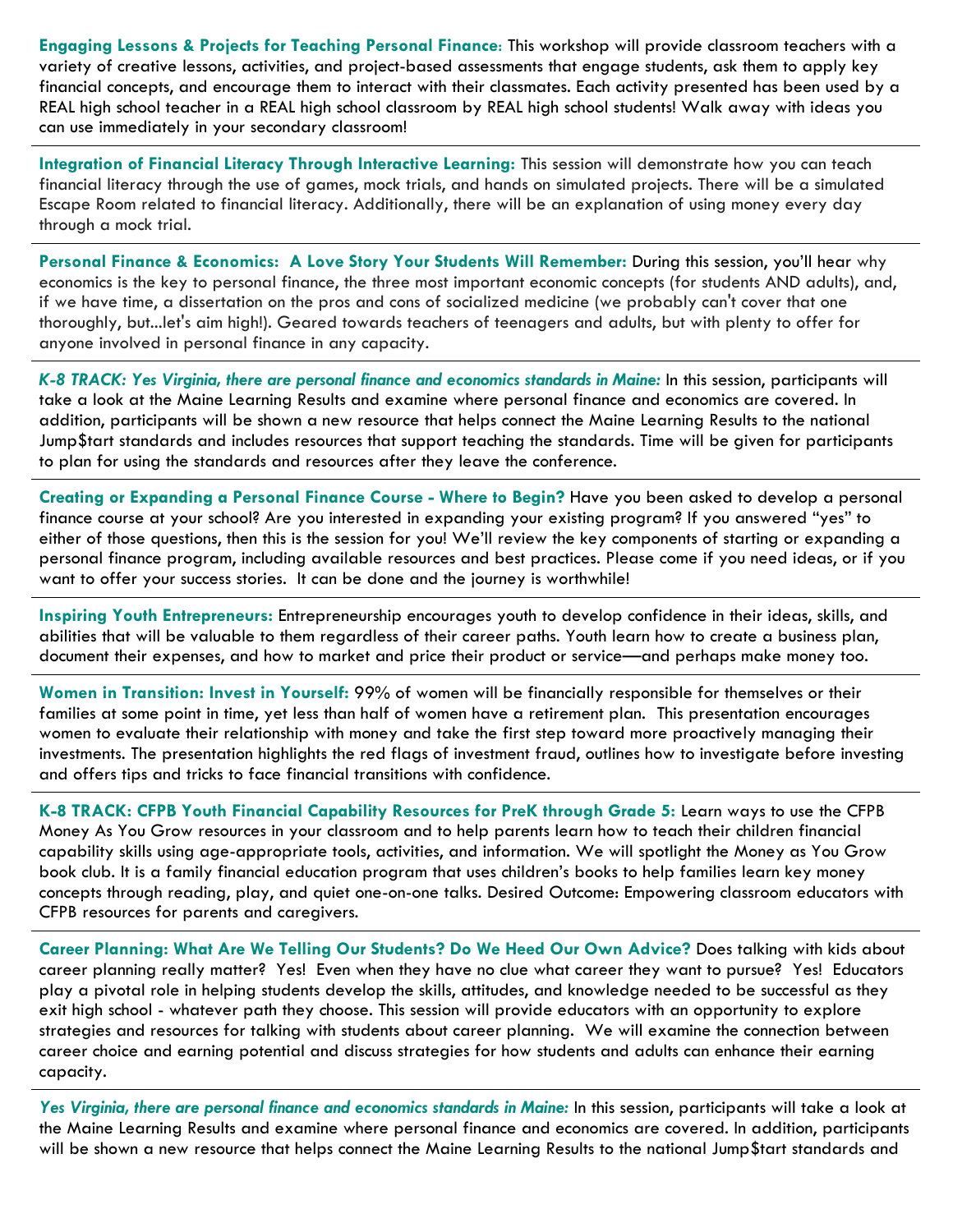**Engaging Lessons & Projects for Teaching Personal Finance:** This workshop will provide classroom teachers with a variety of creative lessons, activities, and project-based assessments that engage students, ask them to apply key financial concepts, and encourage them to interact with their classmates. Each activity presented has been used by a REAL high school teacher in a REAL high school classroom by REAL high school students! Walk away with ideas you can use immediately in your secondary classroom!

---

**Integration of Financial Literacy Through Interactive Learning:** This session will demonstrate how you can teach financial literacy through the use of games, mock trials, and hands on simulated projects. There will be a simulated Escape Room related to financial literacy. Additionally, there will be an explanation of using money every day through a mock trial.

---

**Personal Finance & Economics: A Love Story Your Students Will Remember:** During this session, you'll hear why economics is the key to personal finance, the three most important economic concepts (for students AND adults), and, if we have time, a dissertation on the pros and cons of socialized medicine (we probably can't cover that one thoroughly, but...let's aim high!). Geared towards teachers of teenagers and adults, but with plenty to offer for anyone involved in personal finance in any capacity.

---

***K-8 TRACK: Yes Virginia, there are personal finance and economics standards in Maine:*** In this session, participants will take a look at the Maine Learning Results and examine where personal finance and economics are covered. In addition, participants will be shown a new resource that helps connect the Maine Learning Results to the national Jump$tart standards and includes resources that support teaching the standards. Time will be given for participants to plan for using the standards and resources after they leave the conference.

---

**Creating or Expanding a Personal Finance Course - Where to Begin?** Have you been asked to develop a personal finance course at your school? Are you interested in expanding your existing program? If you answered "yes" to either of those questions, then this is the session for you! We'll review the key components of starting or expanding a personal finance program, including available resources and best practices. Please come if you need ideas, or if you want to offer your success stories. It can be done and the journey is worthwhile!

---

**Inspiring Youth Entrepreneurs:** Entrepreneurship encourages youth to develop confidence in their ideas, skills, and abilities that will be valuable to them regardless of their career paths. Youth learn how to create a business plan, document their expenses, and how to market and price their product or service—and perhaps make money too.

---

**Women in Transition: Invest in Yourself:** 99% of women will be financially responsible for themselves or their families at some point in time, yet less than half of women have a retirement plan. This presentation encourages women to evaluate their relationship with money and take the first step toward more proactively managing their investments. The presentation highlights the red flags of investment fraud, outlines how to investigate before investing and offers tips and tricks to face financial transitions with confidence.

---

**K-8 TRACK: CFPB Youth Financial Capability Resources for PreK through Grade 5:** Learn ways to use the CFPB Money As You Grow resources in your classroom and to help parents learn how to teach their children financial capability skills using age-appropriate tools, activities, and information. We will spotlight the Money as You Grow book club. It is a family financial education program that uses children's books to help families learn key money concepts through reading, play, and quiet one-on-one talks. Desired Outcome: Empowering classroom educators with CFPB resources for parents and caregivers.

---

**Career Planning: What Are We Telling Our Students? Do We Heed Our Own Advice?** Does talking with kids about career planning really matter? Yes! Even when they have no clue what career they want to pursue? Yes! Educators play a pivotal role in helping students develop the skills, attitudes, and knowledge needed to be successful as they exit high school - whatever path they choose. This session will provide educators with an opportunity to explore strategies and resources for talking with students about career planning. We will examine the connection between career choice and earning potential and discuss strategies for how students and adults can enhance their earning capacity.

---

***Yes Virginia, there are personal finance and economics standards in Maine:*** In this session, participants will take a look at the Maine Learning Results and examine where personal finance and economics are covered. In addition, participants will be shown a new resource that helps connect the Maine Learning Results to the national Jump$tart standards and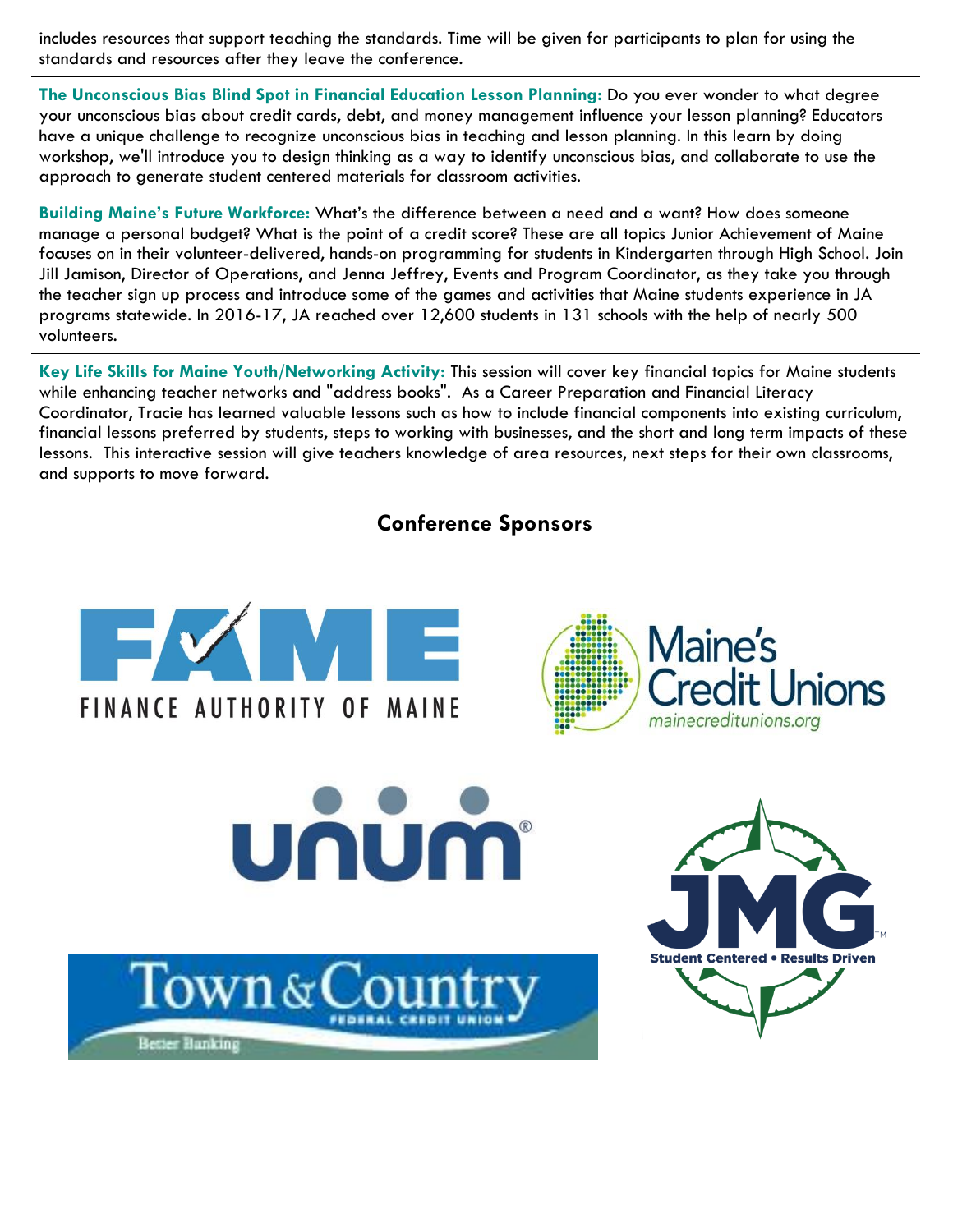includes resources that support teaching the standards. Time will be given for participants to plan for using the standards and resources after they leave the conference.

**The Unconscious Bias Blind Spot in Financial Education Lesson Planning:** Do you ever wonder to what degree your unconscious bias about credit cards, debt, and money management influence your lesson planning? Educators have a unique challenge to recognize unconscious bias in teaching and lesson planning. In this learn by doing workshop, we'll introduce you to design thinking as a way to identify unconscious bias, and collaborate to use the approach to generate student centered materials for classroom activities.

**Building Maine's Future Workforce:** What's the difference between a need and a want? How does someone manage a personal budget? What is the point of a credit score? These are all topics Junior Achievement of Maine focuses on in their volunteer-delivered, hands-on programming for students in Kindergarten through High School. Join Jill Jamison, Director of Operations, and Jenna Jeffrey, Events and Program Coordinator, as they take you through the teacher sign up process and introduce some of the games and activities that Maine students experience in JA programs statewide. In 2016-17, JA reached over 12,600 students in 131 schools with the help of nearly 500 volunteers.

**Key Life Skills for Maine Youth/Networking Activity:** This session will cover key financial topics for Maine students while enhancing teacher networks and "address books". As a Career Preparation and Financial Literacy Coordinator, Tracie has learned valuable lessons such as how to include financial components into existing curriculum, financial lessons preferred by students, steps to working with businesses, and the short and long term impacts of these lessons. This interactive session will give teachers knowledge of area resources, next steps for their own classrooms, and supports to move forward.

## Conference Sponsors

FAME
FINANCE AUTHORITY OF MAINE

Maine's Credit Unions
mainecreditunions.org

unum

JMG
Student Centered • Results Driven

Town & Country
FEDERAL CREDIT UNION
Better Banking